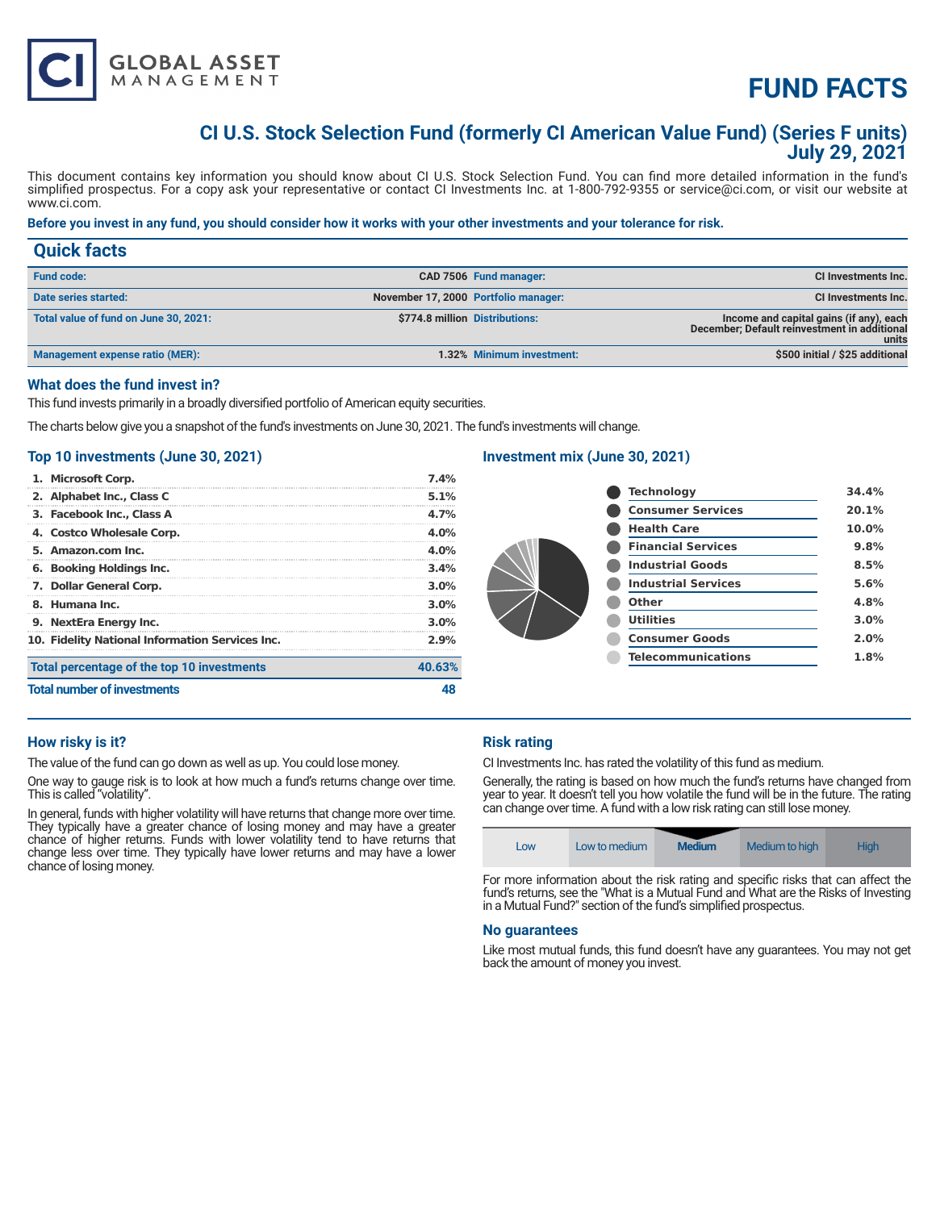CI GLOBAL ASSET MANAGEMENT

# FUND FACTS

## CI U.S. Stock Selection Fund (formerly CI American Value Fund) (Series F units)
## July 29, 2021

This document contains key information you should know about CI U.S. Stock Selection Fund. You can find more detailed information in the fund's simplified prospectus. For a copy ask your representative or contact CI Investments Inc. at 1-800-792-9355 or service@ci.com, or visit our website at www.ci.com.

**Before you invest in any fund, you should consider how it works with your other investments and your tolerance for risk.**

## Quick facts

| | | | |
|---|---|---|---|
| **Fund code:** | CAD 7506 | **Fund manager:** | CI Investments Inc. |
| **Date series started:** | November 17, 2000 | **Portfolio manager:** | CI Investments Inc. |
| **Total value of fund on June 30, 2021:** | $774.8 million | **Distributions:** | Income and capital gains (if any), each December; Default reinvestment in additional units |
| **Management expense ratio (MER):** | 1.32% | **Minimum investment:** | $500 initial / $25 additional |

### What does the fund invest in?

This fund invests primarily in a broadly diversified portfolio of American equity securities.

The charts below give you a snapshot of the fund's investments on June 30, 2021. The fund's investments will change.

### Top 10 investments (June 30, 2021)

| Investment | % |
|---|---|
| 1. Microsoft Corp. | 7.4% |
| 2. Alphabet Inc., Class C | 5.1% |
| 3. Facebook Inc., Class A | 4.7% |
| 4. Costco Wholesale Corp. | 4.0% |
| 5. Amazon.com Inc. | 4.0% |
| 6. Booking Holdings Inc. | 3.4% |
| 7. Dollar General Corp. | 3.0% |
| 8. Humana Inc. | 3.0% |
| 9. NextEra Energy Inc. | 3.0% |
| 10. Fidelity National Information Services Inc. | 2.9% |
| **Total percentage of the top 10 investments** | **40.63%** |
| **Total number of investments** | **48** |

### Investment mix (June 30, 2021)

| Sector | % |
|---|---|
| Technology | 34.4% |
| Consumer Services | 20.1% |
| Health Care | 10.0% |
| Financial Services | 9.8% |
| Industrial Goods | 8.5% |
| Industrial Services | 5.6% |
| Other | 4.8% |
| Utilities | 3.0% |
| Consumer Goods | 2.0% |
| Telecommunications | 1.8% |

### How risky is it?

The value of the fund can go down as well as up. You could lose money.

One way to gauge risk is to look at how much a fund's returns change over time. This is called "volatility".

In general, funds with higher volatility will have returns that change more over time. They typically have a greater chance of losing money and may have a greater chance of higher returns. Funds with lower volatility tend to have returns that change less over time. They typically have lower returns and may have a lower chance of losing money.

### Risk rating

CI Investments Inc. has rated the volatility of this fund as medium.

Generally, the rating is based on how much the fund's returns have changed from year to year. It doesn't tell you how volatile the fund will be in the future. The rating can change over time. A fund with a low risk rating can still lose money.

| Low | Low to medium | **Medium** | Medium to high | High |
|---|---|---|---|---|

For more information about the risk rating and specific risks that can affect the fund's returns, see the "What is a Mutual Fund and What are the Risks of Investing in a Mutual Fund?" section of the fund's simplified prospectus.

### No guarantees

Like most mutual funds, this fund doesn't have any guarantees. You may not get back the amount of money you invest.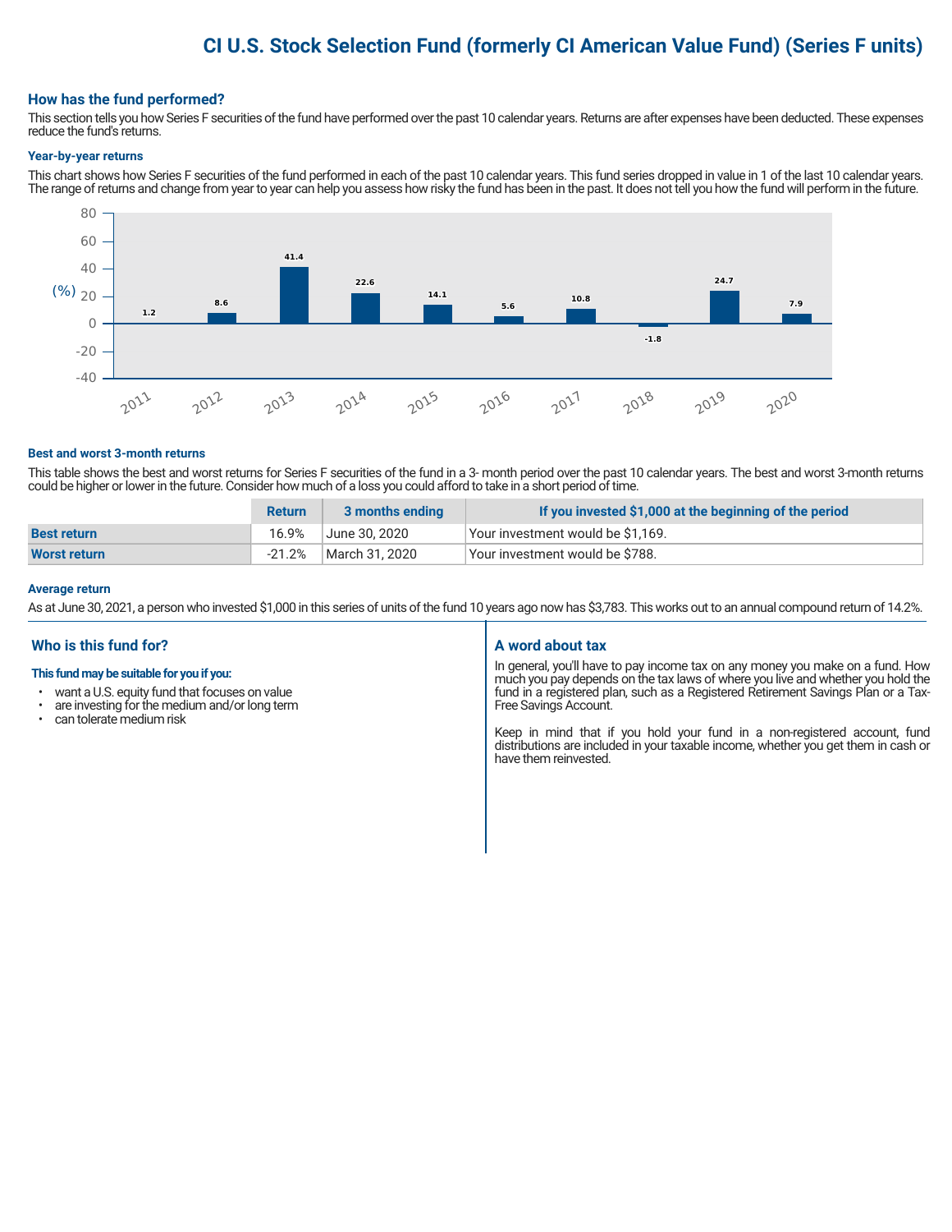# CI U.S. Stock Selection Fund (formerly CI American Value Fund) (Series F units)

## How has the fund performed?

This section tells you how Series F securities of the fund have performed over the past 10 calendar years. Returns are after expenses have been deducted. These expenses reduce the fund's returns.

### Year-by-year returns

This chart shows how Series F securities of the fund performed in each of the past 10 calendar years. This fund series dropped in value in 1 of the last 10 calendar years. The range of returns and change from year to year can help you assess how risky the fund has been in the past. It does not tell you how the fund will perform in the future.

| Year | 2011 | 2012 | 2013 | 2014 | 2015 | 2016 | 2017 | 2018 | 2019 | 2020 |
|---|---|---|---|---|---|---|---|---|---|---|
| Return (%) | 1.2 | 8.6 | 41.4 | 22.6 | 14.1 | 5.6 | 10.8 | -1.8 | 24.7 | 7.9 |

### Best and worst 3-month returns

This table shows the best and worst returns for Series F securities of the fund in a 3- month period over the past 10 calendar years. The best and worst 3-month returns could be higher or lower in the future. Consider how much of a loss you could afford to take in a short period of time.

| | Return | 3 months ending | If you invested $1,000 at the beginning of the period |
|---|---|---|---|
| **Best return** | 16.9% | June 30, 2020 | Your investment would be $1,169. |
| **Worst return** | -21.2% | March 31, 2020 | Your investment would be $788. |

### Average return

As at June 30, 2021, a person who invested $1,000 in this series of units of the fund 10 years ago now has $3,783. This works out to an annual compound return of 14.2%.

## Who is this fund for?

**This fund may be suitable for you if you:**

- want a U.S. equity fund that focuses on value
- are investing for the medium and/or long term
- can tolerate medium risk

## A word about tax

In general, you'll have to pay income tax on any money you make on a fund. How much you pay depends on the tax laws of where you live and whether you hold the fund in a registered plan, such as a Registered Retirement Savings Plan or a Tax-Free Savings Account.

Keep in mind that if you hold your fund in a non-registered account, fund distributions are included in your taxable income, whether you get them in cash or have them reinvested.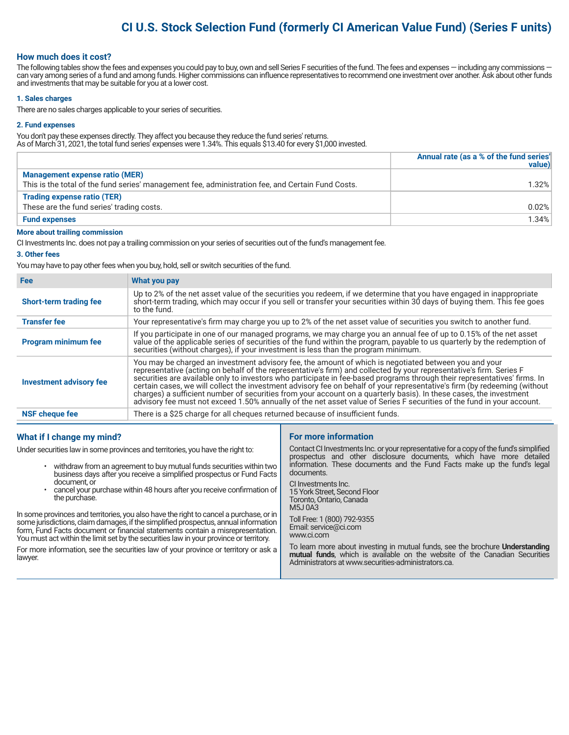# CI U.S. Stock Selection Fund (formerly CI American Value Fund) (Series F units)

## How much does it cost?

The following tables show the fees and expenses you could pay to buy, own and sell Series F securities of the fund. The fees and expenses — including any commissions — can vary among series of a fund and among funds. Higher commissions can influence representatives to recommend one investment over another. Ask about other funds and investments that may be suitable for you at a lower cost.

### 1. Sales charges

There are no sales charges applicable to your series of securities.

### 2. Fund expenses

You don't pay these expenses directly. They affect you because they reduce the fund series' returns.
As of March 31, 2021, the total fund series' expenses were 1.34%. This equals $13.40 for every $1,000 invested.

| | Annual rate (as a % of the fund series' value) |
|---|---|
| **Management expense ratio (MER)**<br>This is the total of the fund series' management fee, administration fee, and Certain Fund Costs. | 1.32% |
| **Trading expense ratio (TER)**<br>These are the fund series' trading costs. | 0.02% |
| **Fund expenses** | 1.34% |

#### More about trailing commission

CI Investments Inc. does not pay a trailing commission on your series of securities out of the fund's management fee.

### 3. Other fees

You may have to pay other fees when you buy, hold, sell or switch securities of the fund.

| Fee | What you pay |
|---|---|
| **Short-term trading fee** | Up to 2% of the net asset value of the securities you redeem, if we determine that you have engaged in inappropriate short-term trading, which may occur if you sell or transfer your securities within 30 days of buying them. This fee goes to the fund. |
| **Transfer fee** | Your representative's firm may charge you up to 2% of the net asset value of securities you switch to another fund. |
| **Program minimum fee** | If you participate in one of our managed programs, we may charge you an annual fee of up to 0.15% of the net asset value of the applicable series of securities of the fund within the program, payable to us quarterly by the redemption of securities (without charges), if your investment is less than the program minimum. |
| **Investment advisory fee** | You may be charged an investment advisory fee, the amount of which is negotiated between you and your representative (acting on behalf of the representative's firm) and collected by your representative's firm. Series F securities are available only to investors who participate in fee-based programs through their representatives' firms. In certain cases, we will collect the investment advisory fee on behalf of your representative's firm (by redeeming (without charges) a sufficient number of securities from your account on a quarterly basis). In these cases, the investment advisory fee must not exceed 1.50% annually of the net asset value of Series F securities of the fund in your account. |
| **NSF cheque fee** | There is a $25 charge for all cheques returned because of insufficient funds. |

## What if I change my mind?

Under securities law in some provinces and territories, you have the right to:

- withdraw from an agreement to buy mutual funds securities within two business days after you receive a simplified prospectus or Fund Facts document, or
- cancel your purchase within 48 hours after you receive confirmation of the purchase.

In some provinces and territories, you also have the right to cancel a purchase, or in some jurisdictions, claim damages, if the simplified prospectus, annual information form, Fund Facts document or financial statements contain a misrepresentation. You must act within the limit set by the securities law in your province or territory.

For more information, see the securities law of your province or territory or ask a lawyer.

## For more information

Contact CI Investments Inc. or your representative for a copy of the fund's simplified prospectus and other disclosure documents, which have more detailed information. These documents and the Fund Facts make up the fund's legal documents.

CI Investments Inc.
15 York Street, Second Floor
Toronto, Ontario, Canada
M5J 0A3

Toll Free: 1 (800) 792-9355
Email: service@ci.com
www.ci.com

To learn more about investing in mutual funds, see the brochure **Understanding mutual funds**, which is available on the website of the Canadian Securities Administrators at www.securities-administrators.ca.